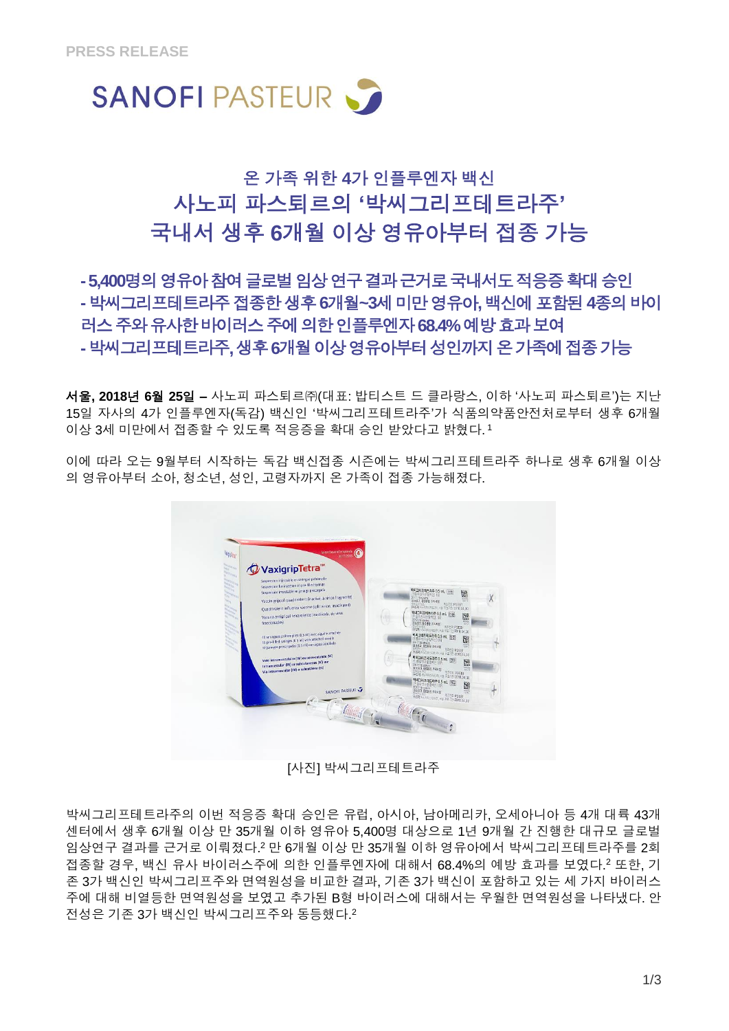PRESS RELEASE

SANOFI PASTEUR

## 온 가족 위한 4가 인플루엔자 백신

# 사노피 파스퇴르의 '박씨그리프테트라주' 국내서 생후 6개월 이상 영유아부터 접종 가능

**- 5,400명의 영유아 참여 글로벌 임상 연구 결과 근거로 국내서도 적응증 확대 승인**
**- 박씨그리프테트라주 접종한 생후 6개월~3세 미만 영유아, 백신에 포함된 4종의 바이러스 주와 유사한 바이러스 주에 의한 인플루엔자 68.4% 예방 효과 보여**
**- 박씨그리프테트라주, 생후 6개월 이상 영유아부터 성인까지 온 가족에 접종 가능**

**서울, 2018년 6월 25일 –** 사노피 파스퇴르㈜(대표: 밥티스트 드 클라랑스, 이하 '사노피 파스퇴르')는 지난 15일 자사의 4가 인플루엔자(독감) 백신인 '박씨그리프테트라주'가 식품의약품안전처로부터 생후 6개월 이상 3세 미만에서 접종할 수 있도록 적응증을 확대 승인 받았다고 밝혔다.[1]

이에 따라 오는 9월부터 시작하는 독감 백신접종 시즌에는 박씨그리프테트라주 하나로 생후 6개월 이상의 영유아부터 소아, 청소년, 성인, 고령자까지 온 가족이 접종 가능해졌다.

[사진] 박씨그리프테트라주

박씨그리프테트라주의 이번 적응증 확대 승인은 유럽, 아시아, 남아메리카, 오세아니아 등 4개 대륙 43개 센터에서 생후 6개월 이상 만 35개월 이하 영유아 5,400명 대상으로 1년 9개월 간 진행한 대규모 글로벌 임상연구 결과를 근거로 이뤄졌다.[2] 만 6개월 이상 만 35개월 이하 영유아에서 박씨그리프테트라주를 2회 접종할 경우, 백신 유사 바이러스주에 의한 인플루엔자에 대해서 68.4%의 예방 효과를 보였다.[2] 또한, 기존 3가 백신인 박씨그리프주와 면역원성을 비교한 결과, 기존 3가 백신이 포함하고 있는 세 가지 바이러스 주에 대해 비열등한 면역원성을 보였고 추가된 B형 바이러스에 대해서는 우월한 면역원성을 나타냈다. 안전성은 기존 3가 백신인 박씨그리프주와 동등했다.[2]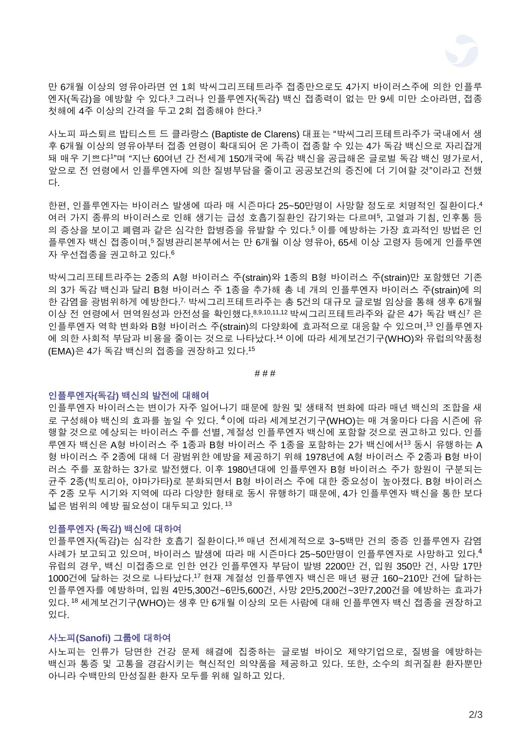만 6개월 이상의 영유아라면 연 1회 박씨그리프테트라주 접종만으로도 4가지 바이러스주에 의한 인플루엔자(독감)을 예방할 수 있다.[3] 그러나 인플루엔자(독감) 백신 접종력이 없는 만 9세 미만 소아라면, 접종 첫해에 4주 이상의 간격을 두고 2회 접종해야 한다.[3]

사노피 파스퇴르 밥티스트 드 클라랑스 (Baptiste de Clarens) 대표는 "박씨그리프테트라주가 국내에서 생후 6개월 이상의 영유아부터 접종 연령이 확대되어 온 가족이 접종할 수 있는 4가 독감 백신으로 자리잡게 돼 매우 기쁘다[1]"며 "지난 60여년 간 전세계 150개국에 독감 백신을 공급해온 글로벌 독감 백신 명가로서, 앞으로 전 연령에서 인플루엔자에 의한 질병부담을 줄이고 공공보건의 증진에 더 기여할 것"이라고 전했다.

한편, 인플루엔자는 바이러스 발생에 따라 매 시즌마다 25~50만명이 사망할 정도로 치명적인 질환이다.[4] 여러 가지 종류의 바이러스로 인해 생기는 급성 호흡기질환인 감기와는 다르며[5], 고열과 기침, 인후통 등의 증상을 보이고 폐렴과 같은 심각한 합병증을 유발할 수 있다.[5] 이를 예방하는 가장 효과적인 방법은 인플루엔자 백신 접종이며,[5] 질병관리본부에서는 만 6개월 이상 영유아, 65세 이상 고령자 등에게 인플루엔자 우선접종을 권고하고 있다.[6]

박씨그리프테트라주는 2종의 A형 바이러스 주(strain)와 1종의 B형 바이러스 주(strain)만 포함했던 기존의 3가 독감 백신과 달리 B형 바이러스 주 1종을 추가해 총 네 개의 인플루엔자 바이러스 주(strain)에 의한 감염을 광범위하게 예방한다.[7] 박씨그리프테트라주는 총 5건의 대규모 글로벌 임상을 통해 생후 6개월 이상 전 연령에서 면역원성과 안전성을 확인했다.[8,9,10,11,12] 박씨그리프테트라주와 같은 4가 독감 백신[7] 은 인플루엔자 역학 변화와 B형 바이러스 주(strain)의 다양화에 효과적으로 대응할 수 있으며,[13] 인플루엔자에 의한 사회적 부담과 비용을 줄이는 것으로 나타났다.[14] 이에 따라 세계보건기구(WHO)와 유럽의약품청(EMA)은 4가 독감 백신의 접종을 권장하고 있다.[15]

###

**인플루엔자(독감) 백신의 발전에 대해여**

인플루엔자 바이러스는 변이가 자주 일어나기 때문에 항원 및 생태적 변화에 따라 매년 백신의 조합을 새로 구성해야 백신의 효과를 높일 수 있다. [4] 이에 따라 세계보건기구(WHO)는 매 겨울마다 다음 시즌에 유행할 것으로 예상되는 바이러스 주를 선별, 계절성 인플루엔자 백신에 포함할 것으로 권고하고 있다. 인플루엔자 백신은 A형 바이러스 주 1종과 B형 바이러스 주 1종을 포함하는 2가 백신에서[13] 동시 유행하는 A형 바이러스 주 2종에 대해 더 광범위한 예방을 제공하기 위해 1978년에 A형 바이러스 주 2종과 B형 바이러스 주를 포함하는 3가로 발전했다. 이후 1980년대에 인플루엔자 B형 바이러스 주가 항원이 구분되는 균주 2종(빅토리아, 야마가타)로 분화되면서 B형 바이러스 주에 대한 중요성이 높아졌다. B형 바이러스 주 2종 모두 시기와 지역에 따라 다양한 형태로 동시 유행하기 때문에, 4가 인플루엔자 백신을 통한 보다 넓은 범위의 예방 필요성이 대두되고 있다. [13]

**인플루엔자 (독감) 백신에 대하여**

인플루엔자(독감)는 심각한 호흡기 질환이다.[16] 매년 전세계적으로 3~5백만 건의 중증 인플루엔자 감염 사례가 보고되고 있으며, 바이러스 발생에 따라 매 시즌마다 25~50만명이 인플루엔자로 사망하고 있다.[4] 유럽의 경우, 백신 미접종으로 인한 연간 인플루엔자 부담이 발병 2200만 건, 입원 350만 건, 사망 17만 1000건에 달하는 것으로 나타났다.[17] 현재 계절성 인플루엔자 백신은 매년 평균 160~210만 건에 달하는 인플루엔자를 예방하며, 입원 4만5,300건~6만5,600건, 사망 2만5,200건~3만7,200건을 예방하는 효과가 있다. [18] 세계보건기구(WHO)는 생후 만 6개월 이상의 모든 사람에 대해 인플루엔자 백신 접종을 권장하고 있다.

**사노피(Sanofi) 그룹에 대하여**

사노피는 인류가 당면한 건강 문제 해결에 집중하는 글로벌 바이오 제약기업으로, 질병을 예방하는 백신과 통증 및 고통을 경감시키는 혁신적인 의약품을 제공하고 있다. 또한, 소수의 희귀질환 환자뿐만 아니라 수백만의 만성질환 환자 모두를 위해 일하고 있다.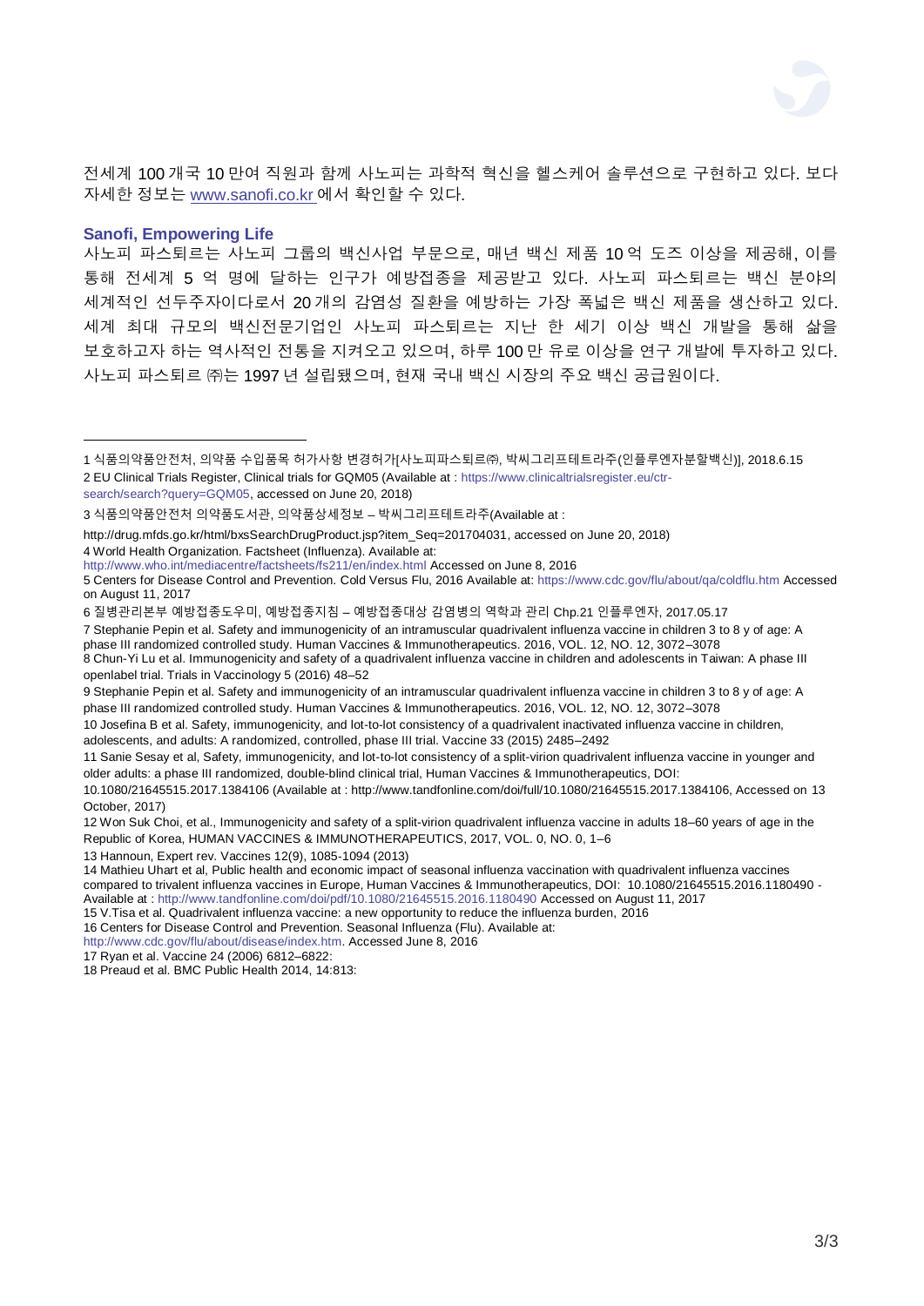전세계 100 개국 10 만여 직원과 함께 사노피는 과학적 혁신을 헬스케어 솔루션으로 구현하고 있다. 보다 자세한 정보는 www.sanofi.co.kr 에서 확인할 수 있다.

**Sanofi, Empowering Life**

사노피 파스퇴르는 사노피 그룹의 백신사업 부문으로, 매년 백신 제품 10 억 도즈 이상을 제공해, 이를 통해 전세계 5 억 명에 달하는 인구가 예방접종을 제공받고 있다. 사노피 파스퇴르는 백신 분야의 세계적인 선두주자이다로서 20 개의 감염성 질환을 예방하는 가장 폭넓은 백신 제품을 생산하고 있다. 세계 최대 규모의 백신전문기업인 사노피 파스퇴르는 지난 한 세기 이상 백신 개발을 통해 삶을 보호하고자 하는 역사적인 전통을 지켜오고 있으며, 하루 100 만 유로 이상을 연구 개발에 투자하고 있다. 사노피 파스퇴르 ㈜는 1997 년 설립됐으며, 현재 국내 백신 시장의 주요 백신 공급원이다.

---

1 식품의약품안전처, 의약품 수입품목 허가사항 변경허가[사노피파스퇴르㈜, 박씨그리프테트라주(인플루엔자분할백신)], 2018.6.15

2 EU Clinical Trials Register, Clinical trials for GQM05 (Available at : https://www.clinicaltrialsregister.eu/ctr-search/search?query=GQM05, accessed on June 20, 2018)

3 식품의약품안전처 의약품도서관, 의약품상세정보 – 박씨그리프테트라주(Available at : http://drug.mfds.go.kr/html/bxsSearchDrugProduct.jsp?item_Seq=201704031, accessed on June 20, 2018)

4 World Health Organization. Factsheet (Influenza). Available at: http://www.who.int/mediacentre/factsheets/fs211/en/index.html Accessed on June 8, 2016

5 Centers for Disease Control and Prevention. Cold Versus Flu, 2016 Available at: https://www.cdc.gov/flu/about/qa/coldflu.htm Accessed on August 11, 2017

6 질병관리본부 예방접종도우미, 예방접종지침 – 예방접종대상 감염병의 역학과 관리 Chp.21 인플루엔자, 2017.05.17

7 Stephanie Pepin et al. Safety and immunogenicity of an intramuscular quadrivalent influenza vaccine in children 3 to 8 y of age: A phase III randomized controlled study. Human Vaccines & Immunotherapeutics. 2016, VOL. 12, NO. 12, 3072–3078

8 Chun-Yi Lu et al. Immunogenicity and safety of a quadrivalent influenza vaccine in children and adolescents in Taiwan: A phase III openlabel trial. Trials in Vaccinology 5 (2016) 48–52

9 Stephanie Pepin et al. Safety and immunogenicity of an intramuscular quadrivalent influenza vaccine in children 3 to 8 y of age: A phase III randomized controlled study. Human Vaccines & Immunotherapeutics. 2016, VOL. 12, NO. 12, 3072–3078

10 Josefina B et al. Safety, immunogenicity, and lot-to-lot consistency of a quadrivalent inactivated influenza vaccine in children, adolescents, and adults: A randomized, controlled, phase III trial. Vaccine 33 (2015) 2485–2492

11 Sanie Sesay et al, Safety, immunogenicity, and lot-to-lot consistency of a split-virion quadrivalent influenza vaccine in younger and older adults: a phase III randomized, double-blind clinical trial, Human Vaccines & Immunotherapeutics, DOI: 10.1080/21645515.2017.1384106 (Available at : http://www.tandfonline.com/doi/full/10.1080/21645515.2017.1384106, Accessed on 13 October, 2017)

12 Won Suk Choi, et al., Immunogenicity and safety of a split-virion quadrivalent influenza vaccine in adults 18–60 years of age in the Republic of Korea, HUMAN VACCINES & IMMUNOTHERAPEUTICS, 2017, VOL. 0, NO. 0, 1–6

13 Hannoun, Expert rev. Vaccines 12(9), 1085-1094 (2013)

14 Mathieu Uhart et al, Public health and economic impact of seasonal influenza vaccination with quadrivalent influenza vaccines compared to trivalent influenza vaccines in Europe, Human Vaccines & Immunotherapeutics, DOI: 10.1080/21645515.2016.1180490 - Available at : http://www.tandfonline.com/doi/pdf/10.1080/21645515.2016.1180490 Accessed on August 11, 2017

15 V.Tisa et al. Quadrivalent influenza vaccine: a new opportunity to reduce the influenza burden, 2016

16 Centers for Disease Control and Prevention. Seasonal Influenza (Flu). Available at: http://www.cdc.gov/flu/about/disease/index.htm. Accessed June 8, 2016

17 Ryan et al. Vaccine 24 (2006) 6812–6822:

18 Preaud et al. BMC Public Health 2014, 14:813: